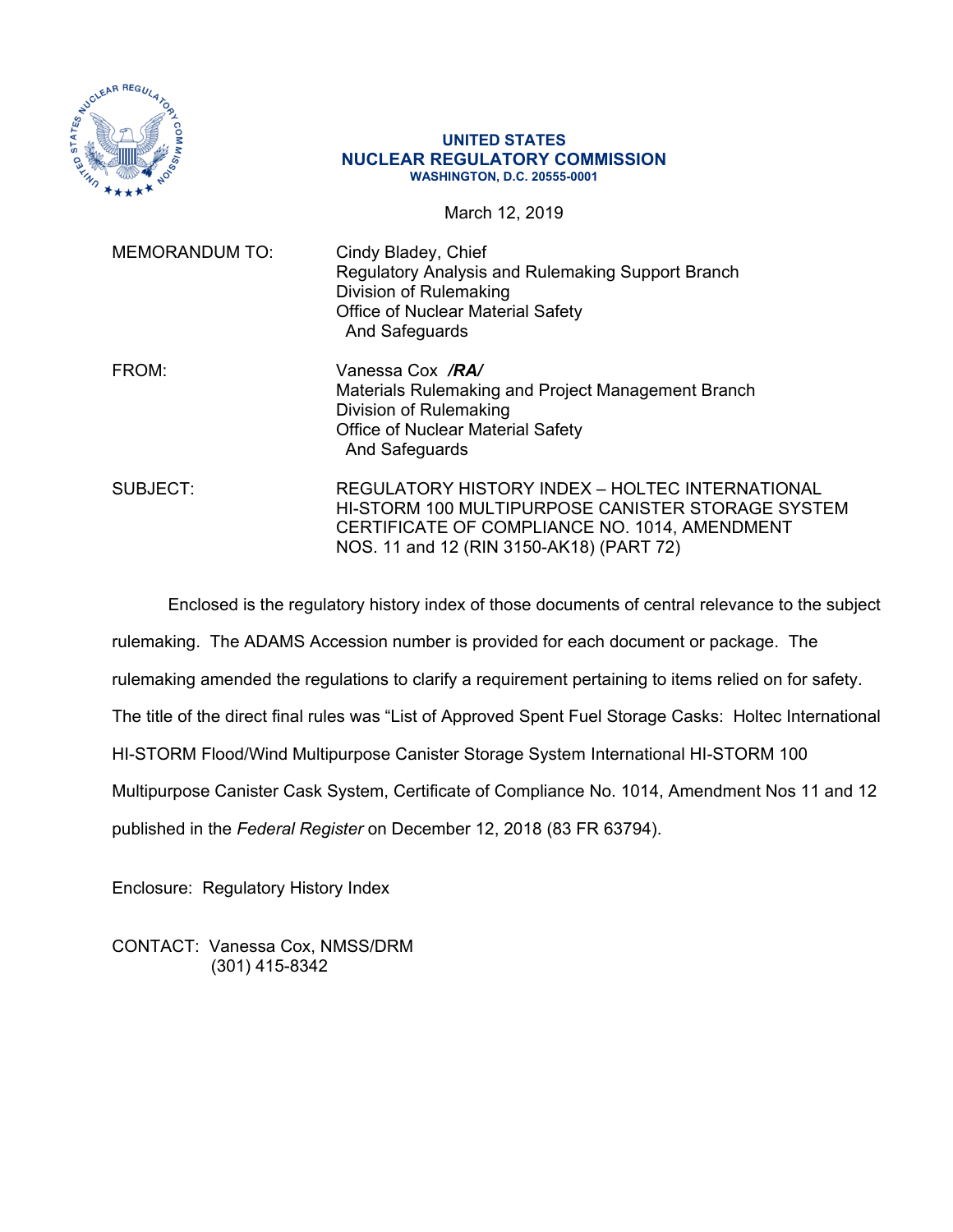**UNITED STATES**
**NUCLEAR REGULATORY COMMISSION**
**WASHINGTON, D.C. 20555-0001**

March 12, 2019

MEMORANDUM TO: Cindy Bladey, Chief
Regulatory Analysis and Rulemaking Support Branch
Division of Rulemaking
Office of Nuclear Material Safety
And Safeguards

FROM: Vanessa Cox ***/RA/***
Materials Rulemaking and Project Management Branch
Division of Rulemaking
Office of Nuclear Material Safety
And Safeguards

SUBJECT: REGULATORY HISTORY INDEX – HOLTEC INTERNATIONAL HI-STORM 100 MULTIPURPOSE CANISTER STORAGE SYSTEM CERTIFICATE OF COMPLIANCE NO. 1014, AMENDMENT NOS. 11 and 12 (RIN 3150-AK18) (PART 72)

Enclosed is the regulatory history index of those documents of central relevance to the subject rulemaking. The ADAMS Accession number is provided for each document or package. The rulemaking amended the regulations to clarify a requirement pertaining to items relied on for safety. The title of the direct final rules was "List of Approved Spent Fuel Storage Casks: Holtec International HI-STORM Flood/Wind Multipurpose Canister Storage System International HI-STORM 100 Multipurpose Canister Cask System, Certificate of Compliance No. 1014, Amendment Nos 11 and 12 published in the *Federal Register* on December 12, 2018 (83 FR 63794).

Enclosure: Regulatory History Index

CONTACT: Vanessa Cox, NMSS/DRM
(301) 415-8342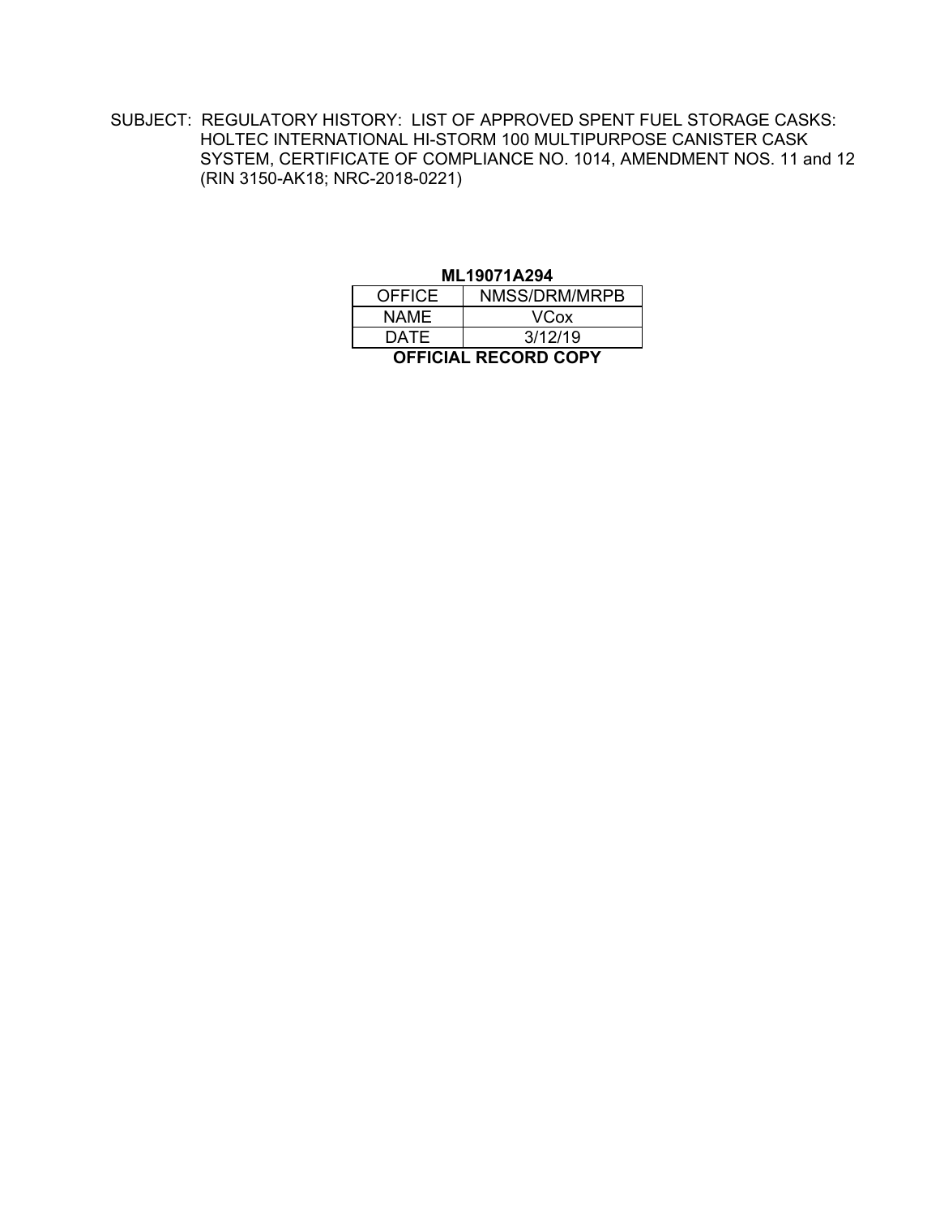SUBJECT: REGULATORY HISTORY: LIST OF APPROVED SPENT FUEL STORAGE CASKS: HOLTEC INTERNATIONAL HI-STORM 100 MULTIPURPOSE CANISTER CASK SYSTEM, CERTIFICATE OF COMPLIANCE NO. 1014, AMENDMENT NOS. 11 and 12 (RIN 3150-AK18; NRC-2018-0221)

**ML19071A294**

| OFFICE | NMSS/DRM/MRPB |
| --- | --- |
| NAME | VCox |
| DATE | 3/12/19 |

**OFFICIAL RECORD COPY**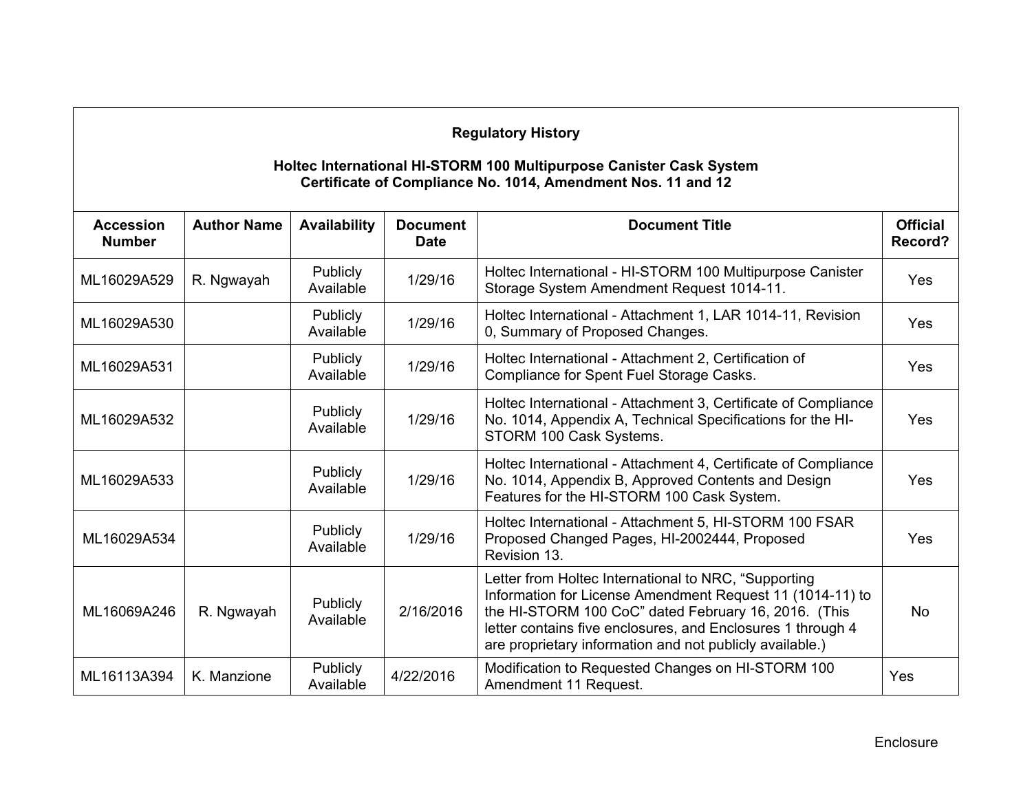**Regulatory History**

**Holtec International HI-STORM 100 Multipurpose Canister Cask System**
**Certificate of Compliance No. 1014, Amendment Nos. 11 and 12**

| Accession Number | Author Name | Availability | Document Date | Document Title | Official Record? |
|---|---|---|---|---|---|
| ML16029A529 | R. Ngwayah | Publicly Available | 1/29/16 | Holtec International - HI-STORM 100 Multipurpose Canister Storage System Amendment Request 1014-11. | Yes |
| ML16029A530 | | Publicly Available | 1/29/16 | Holtec International - Attachment 1, LAR 1014-11, Revision 0, Summary of Proposed Changes. | Yes |
| ML16029A531 | | Publicly Available | 1/29/16 | Holtec International - Attachment 2, Certification of Compliance for Spent Fuel Storage Casks. | Yes |
| ML16029A532 | | Publicly Available | 1/29/16 | Holtec International - Attachment 3, Certificate of Compliance No. 1014, Appendix A, Technical Specifications for the HI-STORM 100 Cask Systems. | Yes |
| ML16029A533 | | Publicly Available | 1/29/16 | Holtec International - Attachment 4, Certificate of Compliance No. 1014, Appendix B, Approved Contents and Design Features for the HI-STORM 100 Cask System. | Yes |
| ML16029A534 | | Publicly Available | 1/29/16 | Holtec International - Attachment 5, HI-STORM 100 FSAR Proposed Changed Pages, HI-2002444, Proposed Revision 13. | Yes |
| ML16069A246 | R. Ngwayah | Publicly Available | 2/16/2016 | Letter from Holtec International to NRC, "Supporting Information for License Amendment Request 11 (1014-11) to the HI-STORM 100 CoC" dated February 16, 2016. (This letter contains five enclosures, and Enclosures 1 through 4 are proprietary information and not publicly available.) | No |
| ML16113A394 | K. Manzione | Publicly Available | 4/22/2016 | Modification to Requested Changes on HI-STORM 100 Amendment 11 Request. | Yes |

Enclosure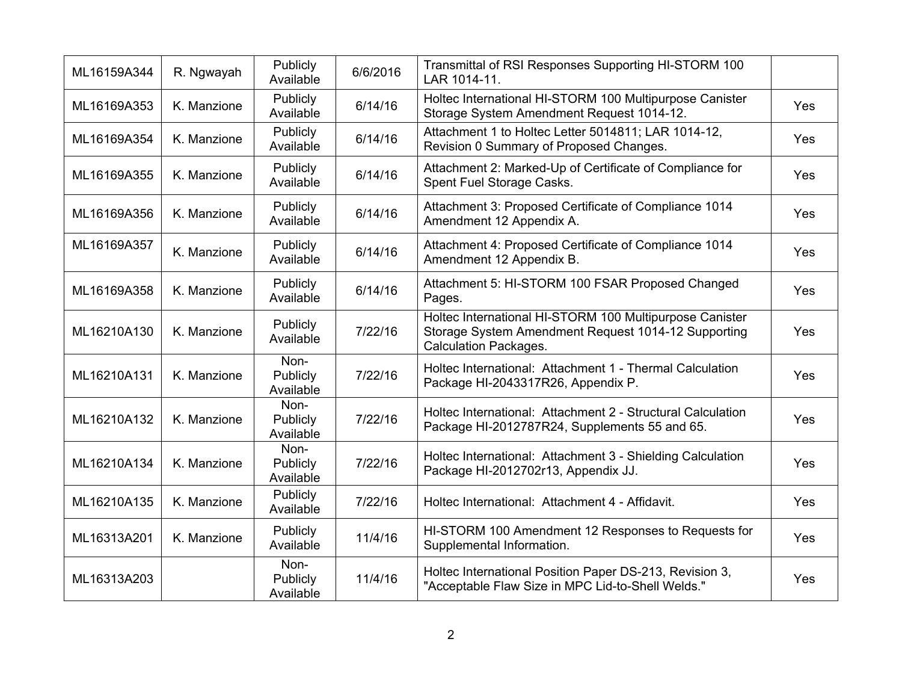| ML16159A344 | R. Ngwayah | Publicly Available | 6/6/2016 | Transmittal of RSI Responses Supporting HI-STORM 100 LAR 1014-11. | |
|---|---|---|---|---|---|
| ML16169A353 | K. Manzione | Publicly Available | 6/14/16 | Holtec International HI-STORM 100 Multipurpose Canister Storage System Amendment Request 1014-12. | Yes |
| ML16169A354 | K. Manzione | Publicly Available | 6/14/16 | Attachment 1 to Holtec Letter 5014811; LAR 1014-12, Revision 0 Summary of Proposed Changes. | Yes |
| ML16169A355 | K. Manzione | Publicly Available | 6/14/16 | Attachment 2: Marked-Up of Certificate of Compliance for Spent Fuel Storage Casks. | Yes |
| ML16169A356 | K. Manzione | Publicly Available | 6/14/16 | Attachment 3: Proposed Certificate of Compliance 1014 Amendment 12 Appendix A. | Yes |
| ML16169A357 | K. Manzione | Publicly Available | 6/14/16 | Attachment 4: Proposed Certificate of Compliance 1014 Amendment 12 Appendix B. | Yes |
| ML16169A358 | K. Manzione | Publicly Available | 6/14/16 | Attachment 5: HI-STORM 100 FSAR Proposed Changed Pages. | Yes |
| ML16210A130 | K. Manzione | Publicly Available | 7/22/16 | Holtec International HI-STORM 100 Multipurpose Canister Storage System Amendment Request 1014-12 Supporting Calculation Packages. | Yes |
| ML16210A131 | K. Manzione | Non-Publicly Available | 7/22/16 | Holtec International: Attachment 1 - Thermal Calculation Package HI-2043317R26, Appendix P. | Yes |
| ML16210A132 | K. Manzione | Non-Publicly Available | 7/22/16 | Holtec International: Attachment 2 - Structural Calculation Package HI-2012787R24, Supplements 55 and 65. | Yes |
| ML16210A134 | K. Manzione | Non-Publicly Available | 7/22/16 | Holtec International: Attachment 3 - Shielding Calculation Package HI-2012702r13, Appendix JJ. | Yes |
| ML16210A135 | K. Manzione | Publicly Available | 7/22/16 | Holtec International: Attachment 4 - Affidavit. | Yes |
| ML16313A201 | K. Manzione | Publicly Available | 11/4/16 | HI-STORM 100 Amendment 12 Responses to Requests for Supplemental Information. | Yes |
| ML16313A203 | | Non-Publicly Available | 11/4/16 | Holtec International Position Paper DS-213, Revision 3, "Acceptable Flaw Size in MPC Lid-to-Shell Welds." | Yes |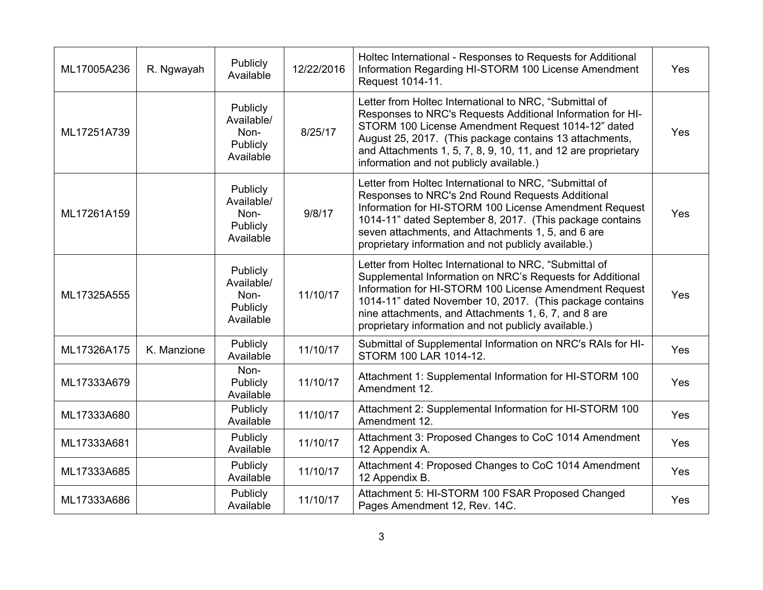| ML17005A236 | R. Ngwayah | Publicly Available | 12/22/2016 | Holtec International - Responses to Requests for Additional Information Regarding HI-STORM 100 License Amendment Request 1014-11. | Yes |
|---|---|---|---|---|---|
| ML17251A739 | | Publicly Available/ Non-Publicly Available | 8/25/17 | Letter from Holtec International to NRC, "Submittal of Responses to NRC's Requests Additional Information for HI-STORM 100 License Amendment Request 1014-12" dated August 25, 2017. (This package contains 13 attachments, and Attachments 1, 5, 7, 8, 9, 10, 11, and 12 are proprietary information and not publicly available.) | Yes |
| ML17261A159 | | Publicly Available/ Non-Publicly Available | 9/8/17 | Letter from Holtec International to NRC, "Submittal of Responses to NRC's 2nd Round Requests Additional Information for HI-STORM 100 License Amendment Request 1014-11" dated September 8, 2017. (This package contains seven attachments, and Attachments 1, 5, and 6 are proprietary information and not publicly available.) | Yes |
| ML17325A555 | | Publicly Available/ Non-Publicly Available | 11/10/17 | Letter from Holtec International to NRC, "Submittal of Supplemental Information on NRC's Requests for Additional Information for HI-STORM 100 License Amendment Request 1014-11" dated November 10, 2017. (This package contains nine attachments, and Attachments 1, 6, 7, and 8 are proprietary information and not publicly available.) | Yes |
| ML17326A175 | K. Manzione | Publicly Available | 11/10/17 | Submittal of Supplemental Information on NRC's RAIs for HI-STORM 100 LAR 1014-12. | Yes |
| ML17333A679 | | Non-Publicly Available | 11/10/17 | Attachment 1: Supplemental Information for HI-STORM 100 Amendment 12. | Yes |
| ML17333A680 | | Publicly Available | 11/10/17 | Attachment 2: Supplemental Information for HI-STORM 100 Amendment 12. | Yes |
| ML17333A681 | | Publicly Available | 11/10/17 | Attachment 3: Proposed Changes to CoC 1014 Amendment 12 Appendix A. | Yes |
| ML17333A685 | | Publicly Available | 11/10/17 | Attachment 4: Proposed Changes to CoC 1014 Amendment 12 Appendix B. | Yes |
| ML17333A686 | | Publicly Available | 11/10/17 | Attachment 5: HI-STORM 100 FSAR Proposed Changed Pages Amendment 12, Rev. 14C. | Yes |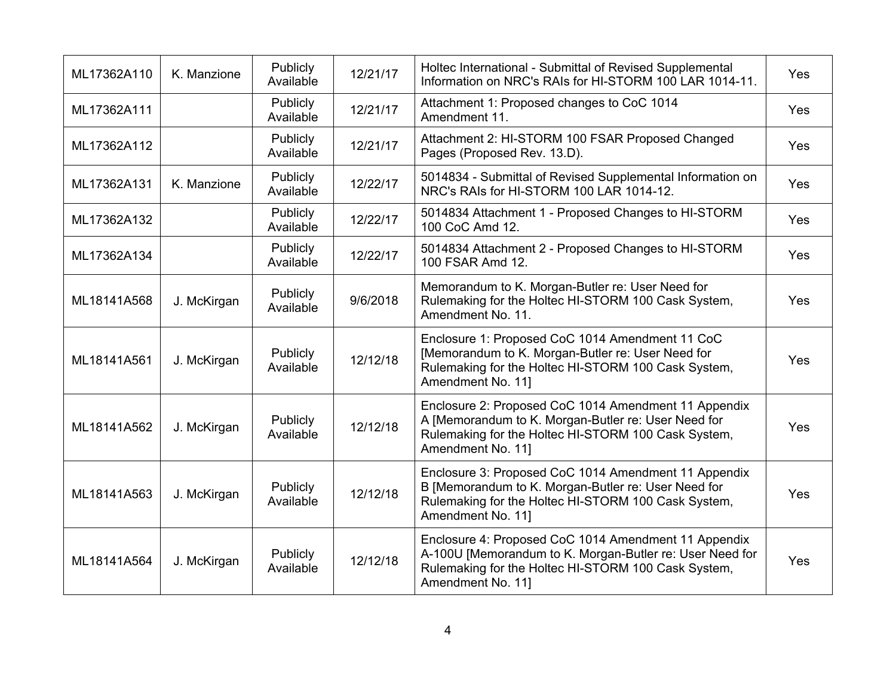| ML17362A110 | K. Manzione | Publicly Available | 12/21/17 | Holtec International - Submittal of Revised Supplemental Information on NRC's RAIs for HI-STORM 100 LAR 1014-11. | Yes |
|---|---|---|---|---|---|
| ML17362A111 | | Publicly Available | 12/21/17 | Attachment 1: Proposed changes to CoC 1014 Amendment 11. | Yes |
| ML17362A112 | | Publicly Available | 12/21/17 | Attachment 2: HI-STORM 100 FSAR Proposed Changed Pages (Proposed Rev. 13.D). | Yes |
| ML17362A131 | K. Manzione | Publicly Available | 12/22/17 | 5014834 - Submittal of Revised Supplemental Information on NRC's RAIs for HI-STORM 100 LAR 1014-12. | Yes |
| ML17362A132 | | Publicly Available | 12/22/17 | 5014834 Attachment 1 - Proposed Changes to HI-STORM 100 CoC Amd 12. | Yes |
| ML17362A134 | | Publicly Available | 12/22/17 | 5014834 Attachment 2 - Proposed Changes to HI-STORM 100 FSAR Amd 12. | Yes |
| ML18141A568 | J. McKirgan | Publicly Available | 9/6/2018 | Memorandum to K. Morgan-Butler re: User Need for Rulemaking for the Holtec HI-STORM 100 Cask System, Amendment No. 11. | Yes |
| ML18141A561 | J. McKirgan | Publicly Available | 12/12/18 | Enclosure 1: Proposed CoC 1014 Amendment 11 CoC [Memorandum to K. Morgan-Butler re: User Need for Rulemaking for the Holtec HI-STORM 100 Cask System, Amendment No. 11] | Yes |
| ML18141A562 | J. McKirgan | Publicly Available | 12/12/18 | Enclosure 2: Proposed CoC 1014 Amendment 11 Appendix A [Memorandum to K. Morgan-Butler re: User Need for Rulemaking for the Holtec HI-STORM 100 Cask System, Amendment No. 11] | Yes |
| ML18141A563 | J. McKirgan | Publicly Available | 12/12/18 | Enclosure 3: Proposed CoC 1014 Amendment 11 Appendix B [Memorandum to K. Morgan-Butler re: User Need for Rulemaking for the Holtec HI-STORM 100 Cask System, Amendment No. 11] | Yes |
| ML18141A564 | J. McKirgan | Publicly Available | 12/12/18 | Enclosure 4: Proposed CoC 1014 Amendment 11 Appendix A-100U [Memorandum to K. Morgan-Butler re: User Need for Rulemaking for the Holtec HI-STORM 100 Cask System, Amendment No. 11] | Yes |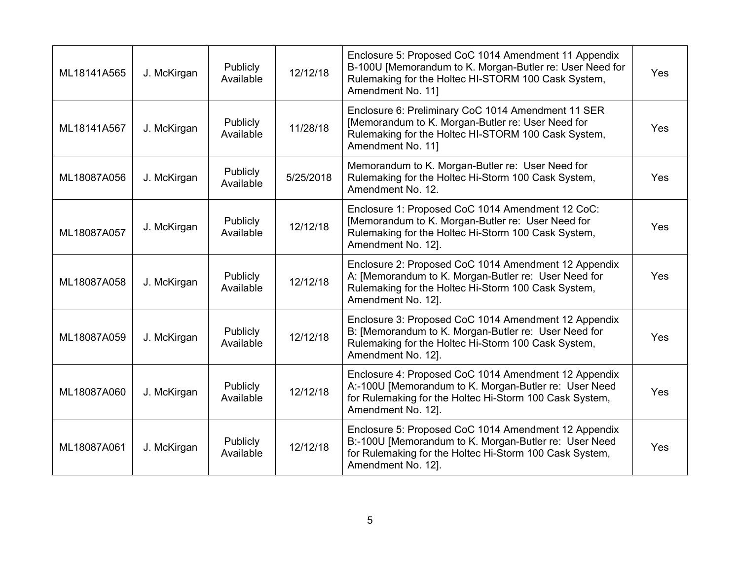| | | | | | |
|---|---|---|---|---|---|
| ML18141A565 | J. McKirgan | Publicly Available | 12/12/18 | Enclosure 5: Proposed CoC 1014 Amendment 11 Appendix B-100U [Memorandum to K. Morgan-Butler re: User Need for Rulemaking for the Holtec HI-STORM 100 Cask System, Amendment No. 11] | Yes |
| ML18141A567 | J. McKirgan | Publicly Available | 11/28/18 | Enclosure 6: Preliminary CoC 1014 Amendment 11 SER [Memorandum to K. Morgan-Butler re: User Need for Rulemaking for the Holtec HI-STORM 100 Cask System, Amendment No. 11] | Yes |
| ML18087A056 | J. McKirgan | Publicly Available | 5/25/2018 | Memorandum to K. Morgan-Butler re: User Need for Rulemaking for the Holtec Hi-Storm 100 Cask System, Amendment No. 12. | Yes |
| ML18087A057 | J. McKirgan | Publicly Available | 12/12/18 | Enclosure 1: Proposed CoC 1014 Amendment 12 CoC: [Memorandum to K. Morgan-Butler re: User Need for Rulemaking for the Holtec Hi-Storm 100 Cask System, Amendment No. 12]. | Yes |
| ML18087A058 | J. McKirgan | Publicly Available | 12/12/18 | Enclosure 2: Proposed CoC 1014 Amendment 12 Appendix A: [Memorandum to K. Morgan-Butler re: User Need for Rulemaking for the Holtec Hi-Storm 100 Cask System, Amendment No. 12]. | Yes |
| ML18087A059 | J. McKirgan | Publicly Available | 12/12/18 | Enclosure 3: Proposed CoC 1014 Amendment 12 Appendix B: [Memorandum to K. Morgan-Butler re: User Need for Rulemaking for the Holtec Hi-Storm 100 Cask System, Amendment No. 12]. | Yes |
| ML18087A060 | J. McKirgan | Publicly Available | 12/12/18 | Enclosure 4: Proposed CoC 1014 Amendment 12 Appendix A:-100U [Memorandum to K. Morgan-Butler re: User Need for Rulemaking for the Holtec Hi-Storm 100 Cask System, Amendment No. 12]. | Yes |
| ML18087A061 | J. McKirgan | Publicly Available | 12/12/18 | Enclosure 5: Proposed CoC 1014 Amendment 12 Appendix B:-100U [Memorandum to K. Morgan-Butler re: User Need for Rulemaking for the Holtec Hi-Storm 100 Cask System, Amendment No. 12]. | Yes |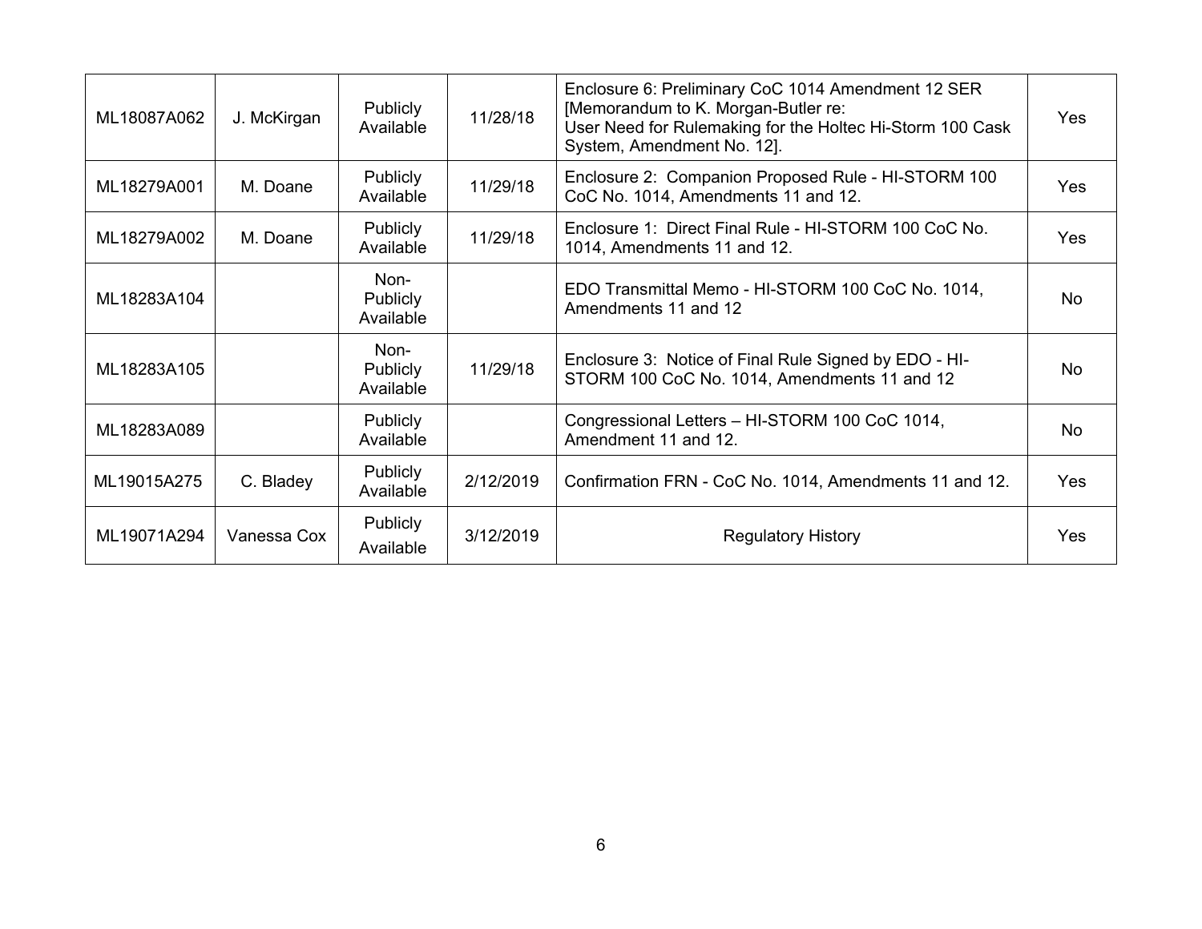| | | | | | |
|---|---|---|---|---|---|
| ML18087A062 | J. McKirgan | Publicly Available | 11/28/18 | Enclosure 6: Preliminary CoC 1014 Amendment 12 SER [Memorandum to K. Morgan-Butler re: User Need for Rulemaking for the Holtec Hi-Storm 100 Cask System, Amendment No. 12]. | Yes |
| ML18279A001 | M. Doane | Publicly Available | 11/29/18 | Enclosure 2: Companion Proposed Rule - HI-STORM 100 CoC No. 1014, Amendments 11 and 12. | Yes |
| ML18279A002 | M. Doane | Publicly Available | 11/29/18 | Enclosure 1: Direct Final Rule - HI-STORM 100 CoC No. 1014, Amendments 11 and 12. | Yes |
| ML18283A104 | | Non-Publicly Available | | EDO Transmittal Memo - HI-STORM 100 CoC No. 1014, Amendments 11 and 12 | No |
| ML18283A105 | | Non-Publicly Available | 11/29/18 | Enclosure 3: Notice of Final Rule Signed by EDO - HI-STORM 100 CoC No. 1014, Amendments 11 and 12 | No |
| ML18283A089 | | Publicly Available | | Congressional Letters – HI-STORM 100 CoC 1014, Amendment 11 and 12. | No |
| ML19015A275 | C. Bladey | Publicly Available | 2/12/2019 | Confirmation FRN - CoC No. 1014, Amendments 11 and 12. | Yes |
| ML19071A294 | Vanessa Cox | Publicly Available | 3/12/2019 | Regulatory History | Yes |